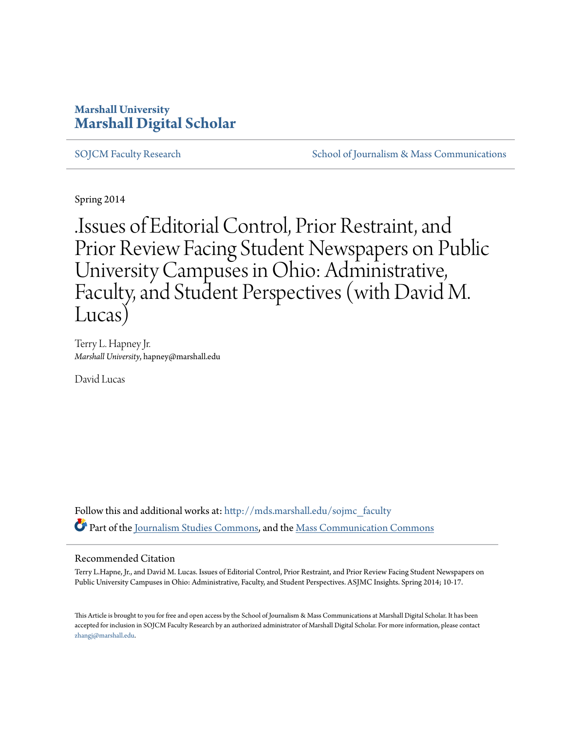Marshall University
# Marshall Digital Scholar

SOJCM Faculty Research | School of Journalism & Mass Communications

Spring 2014

# .Issues of Editorial Control, Prior Restraint, and Prior Review Facing Student Newspapers on Public University Campuses in Ohio: Administrative, Faculty, and Student Perspectives (with David M. Lucas)

Terry L. Hapney Jr.
*Marshall University*, hapney@marshall.edu

David Lucas

Follow this and additional works at: http://mds.marshall.edu/sojmc_faculty

Part of the Journalism Studies Commons, and the Mass Communication Commons

## Recommended Citation

Terry L.Hapne, Jr., and David M. Lucas. Issues of Editorial Control, Prior Restraint, and Prior Review Facing Student Newspapers on Public University Campuses in Ohio: Administrative, Faculty, and Student Perspectives. ASJMC Insights. Spring 2014; 10-17.

This Article is brought to you for free and open access by the School of Journalism & Mass Communications at Marshall Digital Scholar. It has been accepted for inclusion in SOJCM Faculty Research by an authorized administrator of Marshall Digital Scholar. For more information, please contact zhangj@marshall.edu.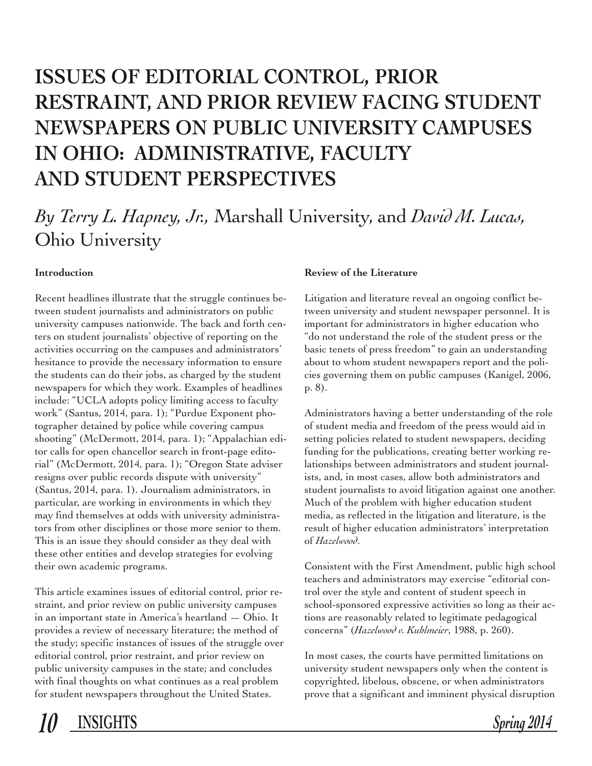# ISSUES OF EDITORIAL CONTROL, PRIOR RESTRAINT, AND PRIOR REVIEW FACING STUDENT NEWSPAPERS ON PUBLIC UNIVERSITY CAMPUSES IN OHIO: ADMINISTRATIVE, FACULTY AND STUDENT PERSPECTIVES

*By Terry L. Hapney, Jr.,* Marshall University, and *David M. Lucas,* Ohio University

**Introduction**

Recent headlines illustrate that the struggle continues between student journalists and administrators on public university campuses nationwide. The back and forth centers on student journalists' objective of reporting on the activities occurring on the campuses and administrators' hesitance to provide the necessary information to ensure the students can do their jobs, as charged by the student newspapers for which they work. Examples of headlines include: "UCLA adopts policy limiting access to faculty work" (Santus, 2014, para. 1); "Purdue Exponent photographer detained by police while covering campus shooting" (McDermott, 2014, para. 1); "Appalachian editor calls for open chancellor search in front-page editorial" (McDermott, 2014, para. 1); "Oregon State adviser resigns over public records dispute with university" (Santus, 2014, para. 1). Journalism administrators, in particular, are working in environments in which they may find themselves at odds with university administrators from other disciplines or those more senior to them. This is an issue they should consider as they deal with these other entities and develop strategies for evolving their own academic programs.

This article examines issues of editorial control, prior restraint, and prior review on public university campuses in an important state in America's heartland — Ohio. It provides a review of necessary literature; the method of the study; specific instances of issues of the struggle over editorial control, prior restraint, and prior review on public university campuses in the state; and concludes with final thoughts on what continues as a real problem for student newspapers throughout the United States.

**Review of the Literature**

Litigation and literature reveal an ongoing conflict between university and student newspaper personnel. It is important for administrators in higher education who "do not understand the role of the student press or the basic tenets of press freedom" to gain an understanding about to whom student newspapers report and the policies governing them on public campuses (Kanigel, 2006, p. 8).

Administrators having a better understanding of the role of student media and freedom of the press would aid in setting policies related to student newspapers, deciding funding for the publications, creating better working relationships between administrators and student journalists, and, in most cases, allow both administrators and student journalists to avoid litigation against one another. Much of the problem with higher education student media, as reflected in the litigation and literature, is the result of higher education administrators' interpretation of *Hazelwood*.

Consistent with the First Amendment, public high school teachers and administrators may exercise "editorial control over the style and content of student speech in school-sponsored expressive activities so long as their actions are reasonably related to legitimate pedagogical concerns" (*Hazelwood v. Kuhlmeier*, 1988, p. 260).

In most cases, the courts have permitted limitations on university student newspapers only when the content is copyrighted, libelous, obscene, or when administrators prove that a significant and imminent physical disruption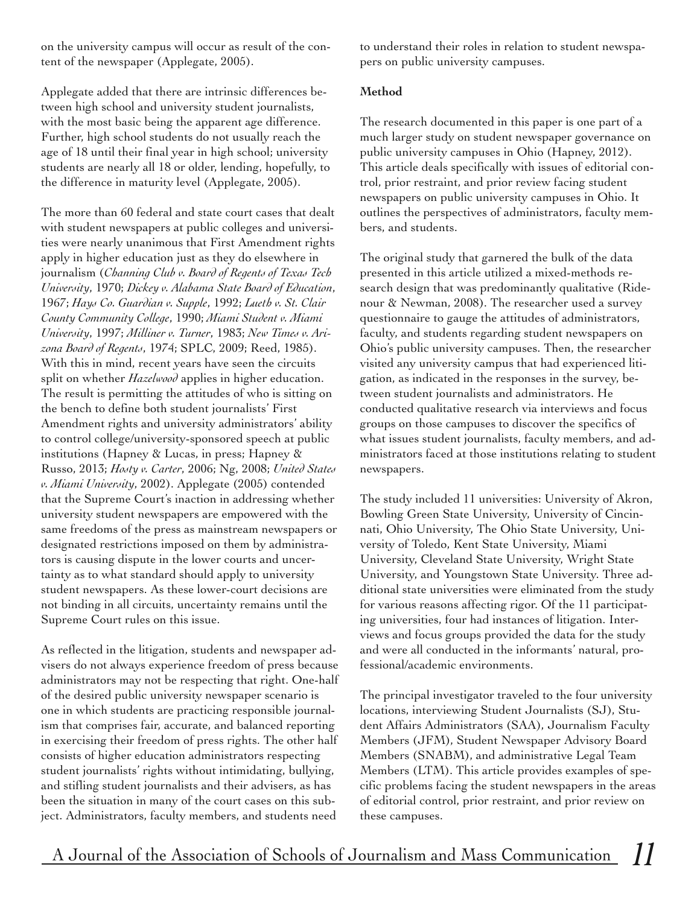on the university campus will occur as result of the content of the newspaper (Applegate, 2005).

Applegate added that there are intrinsic differences between high school and university student journalists, with the most basic being the apparent age difference. Further, high school students do not usually reach the age of 18 until their final year in high school; university students are nearly all 18 or older, lending, hopefully, to the difference in maturity level (Applegate, 2005).

The more than 60 federal and state court cases that dealt with student newspapers at public colleges and universities were nearly unanimous that First Amendment rights apply in higher education just as they do elsewhere in journalism (*Channing Club v. Board of Regents of Texas Tech University*, 1970; *Dickey v. Alabama State Board of Education*, 1967; *Hays Co. Guardian v. Supple*, 1992; *Lueth v. St. Clair County Community College*, 1990; *Miami Student v. Miami University*, 1997; *Milliner v. Turner*, 1983; *New Times v. Arizona Board of Regents*, 1974; SPLC, 2009; Reed, 1985). With this in mind, recent years have seen the circuits split on whether *Hazelwood* applies in higher education. The result is permitting the attitudes of who is sitting on the bench to define both student journalists' First Amendment rights and university administrators' ability to control college/university-sponsored speech at public institutions (Hapney & Lucas, in press; Hapney & Russo, 2013; *Hosty v. Carter*, 2006; Ng, 2008; *United States v. Miami University*, 2002). Applegate (2005) contended that the Supreme Court's inaction in addressing whether university student newspapers are empowered with the same freedoms of the press as mainstream newspapers or designated restrictions imposed on them by administrators is causing dispute in the lower courts and uncertainty as to what standard should apply to university student newspapers. As these lower-court decisions are not binding in all circuits, uncertainty remains until the Supreme Court rules on this issue.

As reflected in the litigation, students and newspaper advisers do not always experience freedom of press because administrators may not be respecting that right. One-half of the desired public university newspaper scenario is one in which students are practicing responsible journalism that comprises fair, accurate, and balanced reporting in exercising their freedom of press rights. The other half consists of higher education administrators respecting student journalists' rights without intimidating, bullying, and stifling student journalists and their advisers, as has been the situation in many of the court cases on this subject. Administrators, faculty members, and students need to understand their roles in relation to student newspapers on public university campuses.

**Method**

The research documented in this paper is one part of a much larger study on student newspaper governance on public university campuses in Ohio (Hapney, 2012). This article deals specifically with issues of editorial control, prior restraint, and prior review facing student newspapers on public university campuses in Ohio. It outlines the perspectives of administrators, faculty members, and students.

The original study that garnered the bulk of the data presented in this article utilized a mixed-methods research design that was predominantly qualitative (Ridenour & Newman, 2008). The researcher used a survey questionnaire to gauge the attitudes of administrators, faculty, and students regarding student newspapers on Ohio's public university campuses. Then, the researcher visited any university campus that had experienced litigation, as indicated in the responses in the survey, between student journalists and administrators. He conducted qualitative research via interviews and focus groups on those campuses to discover the specifics of what issues student journalists, faculty members, and administrators faced at those institutions relating to student newspapers.

The study included 11 universities: University of Akron, Bowling Green State University, University of Cincinnati, Ohio University, The Ohio State University, University of Toledo, Kent State University, Miami University, Cleveland State University, Wright State University, and Youngstown State University. Three additional state universities were eliminated from the study for various reasons affecting rigor. Of the 11 participating universities, four had instances of litigation. Interviews and focus groups provided the data for the study and were all conducted in the informants' natural, professional/academic environments.

The principal investigator traveled to the four university locations, interviewing Student Journalists (SJ), Student Affairs Administrators (SAA), Journalism Faculty Members (JFM), Student Newspaper Advisory Board Members (SNABM), and administrative Legal Team Members (LTM). This article provides examples of specific problems facing the student newspapers in the areas of editorial control, prior restraint, and prior review on these campuses.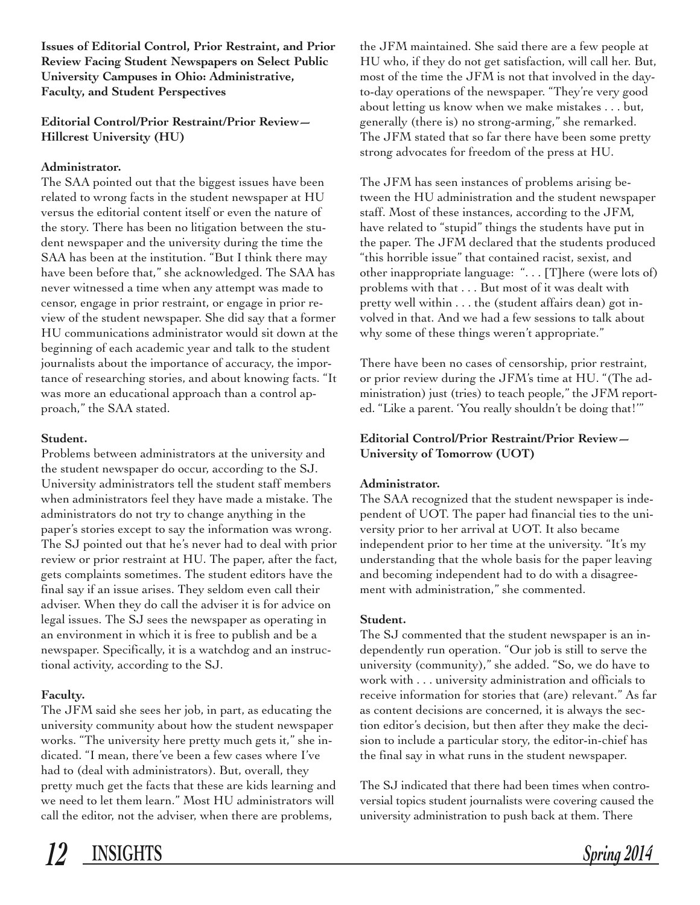**Issues of Editorial Control, Prior Restraint, and Prior Review Facing Student Newspapers on Select Public University Campuses in Ohio: Administrative, Faculty, and Student Perspectives**

**Editorial Control/Prior Restraint/Prior Review—Hillcrest University (HU)**

**Administrator.**

The SAA pointed out that the biggest issues have been related to wrong facts in the student newspaper at HU versus the editorial content itself or even the nature of the story. There has been no litigation between the student newspaper and the university during the time the SAA has been at the institution. "But I think there may have been before that," she acknowledged. The SAA has never witnessed a time when any attempt was made to censor, engage in prior restraint, or engage in prior review of the student newspaper. She did say that a former HU communications administrator would sit down at the beginning of each academic year and talk to the student journalists about the importance of accuracy, the importance of researching stories, and about knowing facts. "It was more an educational approach than a control approach," the SAA stated.

**Student.**

Problems between administrators at the university and the student newspaper do occur, according to the SJ. University administrators tell the student staff members when administrators feel they have made a mistake. The administrators do not try to change anything in the paper's stories except to say the information was wrong. The SJ pointed out that he's never had to deal with prior review or prior restraint at HU. The paper, after the fact, gets complaints sometimes. The student editors have the final say if an issue arises. They seldom even call their adviser. When they do call the adviser it is for advice on legal issues. The SJ sees the newspaper as operating in an environment in which it is free to publish and be a newspaper. Specifically, it is a watchdog and an instructional activity, according to the SJ.

**Faculty.**

The JFM said she sees her job, in part, as educating the university community about how the student newspaper works. "The university here pretty much gets it," she indicated. "I mean, there've been a few cases where I've had to (deal with administrators). But, overall, they pretty much get the facts that these are kids learning and we need to let them learn." Most HU administrators will call the editor, not the adviser, when there are problems, the JFM maintained. She said there are a few people at HU who, if they do not get satisfaction, will call her. But, most of the time the JFM is not that involved in the day-to-day operations of the newspaper. "They're very good about letting us know when we make mistakes . . . but, generally (there is) no strong-arming," she remarked. The JFM stated that so far there have been some pretty strong advocates for freedom of the press at HU.

The JFM has seen instances of problems arising between the HU administration and the student newspaper staff. Most of these instances, according to the JFM, have related to "stupid" things the students have put in the paper. The JFM declared that the students produced "this horrible issue" that contained racist, sexist, and other inappropriate language: ". . . [T]here (were lots of) problems with that . . . But most of it was dealt with pretty well within . . . the (student affairs dean) got involved in that. And we had a few sessions to talk about why some of these things weren't appropriate."

There have been no cases of censorship, prior restraint, or prior review during the JFM's time at HU. "(The administration) just (tries) to teach people," the JFM reported. "Like a parent. 'You really shouldn't be doing that!'"

**Editorial Control/Prior Restraint/Prior Review—University of Tomorrow (UOT)**

**Administrator.**

The SAA recognized that the student newspaper is independent of UOT. The paper had financial ties to the university prior to her arrival at UOT. It also became independent prior to her time at the university. "It's my understanding that the whole basis for the paper leaving and becoming independent had to do with a disagreement with administration," she commented.

**Student.**

The SJ commented that the student newspaper is an independently run operation. "Our job is still to serve the university (community)," she added. "So, we do have to work with . . . university administration and officials to receive information for stories that (are) relevant." As far as content decisions are concerned, it is always the section editor's decision, but then after they make the decision to include a particular story, the editor-in-chief has the final say in what runs in the student newspaper.

The SJ indicated that there had been times when controversial topics student journalists were covering caused the university administration to push back at them. There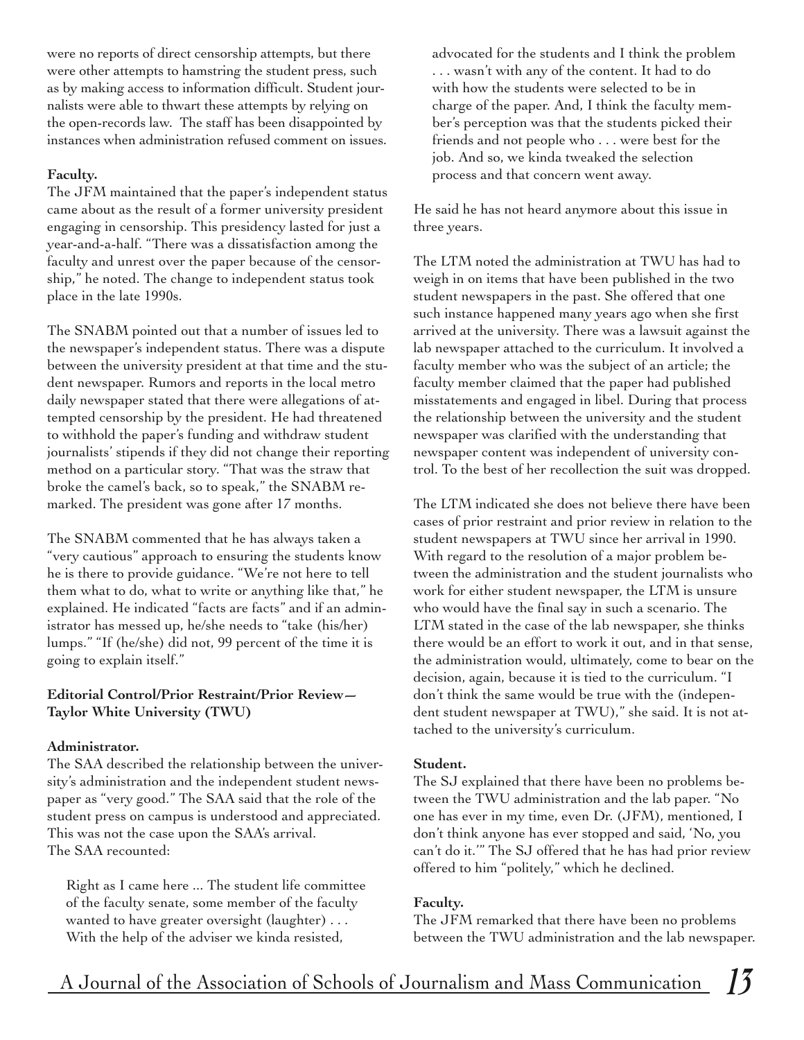were no reports of direct censorship attempts, but there were other attempts to hamstring the student press, such as by making access to information difficult. Student journalists were able to thwart these attempts by relying on the open-records law. The staff has been disappointed by instances when administration refused comment on issues.

**Faculty.**

The JFM maintained that the paper's independent status came about as the result of a former university president engaging in censorship. This presidency lasted for just a year-and-a-half. "There was a dissatisfaction among the faculty and unrest over the paper because of the censorship," he noted. The change to independent status took place in the late 1990s.

The SNABM pointed out that a number of issues led to the newspaper's independent status. There was a dispute between the university president at that time and the student newspaper. Rumors and reports in the local metro daily newspaper stated that there were allegations of attempted censorship by the president. He had threatened to withhold the paper's funding and withdraw student journalists' stipends if they did not change their reporting method on a particular story. "That was the straw that broke the camel's back, so to speak," the SNABM remarked. The president was gone after 17 months.

The SNABM commented that he has always taken a "very cautious" approach to ensuring the students know he is there to provide guidance. "We're not here to tell them what to do, what to write or anything like that," he explained. He indicated "facts are facts" and if an administrator has messed up, he/she needs to "take (his/her) lumps." "If (he/she) did not, 99 percent of the time it is going to explain itself."

**Editorial Control/Prior Restraint/Prior Review—Taylor White University (TWU)**

**Administrator.**

The SAA described the relationship between the university's administration and the independent student newspaper as "very good." The SAA said that the role of the student press on campus is understood and appreciated. This was not the case upon the SAA's arrival. The SAA recounted:

> Right as I came here ... The student life committee of the faculty senate, some member of the faculty wanted to have greater oversight (laughter) . . . With the help of the adviser we kinda resisted, advocated for the students and I think the problem . . . wasn't with any of the content. It had to do with how the students were selected to be in charge of the paper. And, I think the faculty member's perception was that the students picked their friends and not people who . . . were best for the job. And so, we kinda tweaked the selection process and that concern went away.

He said he has not heard anymore about this issue in three years.

The LTM noted the administration at TWU has had to weigh in on items that have been published in the two student newspapers in the past. She offered that one such instance happened many years ago when she first arrived at the university. There was a lawsuit against the lab newspaper attached to the curriculum. It involved a faculty member who was the subject of an article; the faculty member claimed that the paper had published misstatements and engaged in libel. During that process the relationship between the university and the student newspaper was clarified with the understanding that newspaper content was independent of university control. To the best of her recollection the suit was dropped.

The LTM indicated she does not believe there have been cases of prior restraint and prior review in relation to the student newspapers at TWU since her arrival in 1990. With regard to the resolution of a major problem between the administration and the student journalists who work for either student newspaper, the LTM is unsure who would have the final say in such a scenario. The LTM stated in the case of the lab newspaper, she thinks there would be an effort to work it out, and in that sense, the administration would, ultimately, come to bear on the decision, again, because it is tied to the curriculum. "I don't think the same would be true with the (independent student newspaper at TWU)," she said. It is not attached to the university's curriculum.

**Student.**

The SJ explained that there have been no problems between the TWU administration and the lab paper. "No one has ever in my time, even Dr. (JFM), mentioned, I don't think anyone has ever stopped and said, 'No, you can't do it.'" The SJ offered that he has had prior review offered to him "politely," which he declined.

**Faculty.**

The JFM remarked that there have been no problems between the TWU administration and the lab newspaper.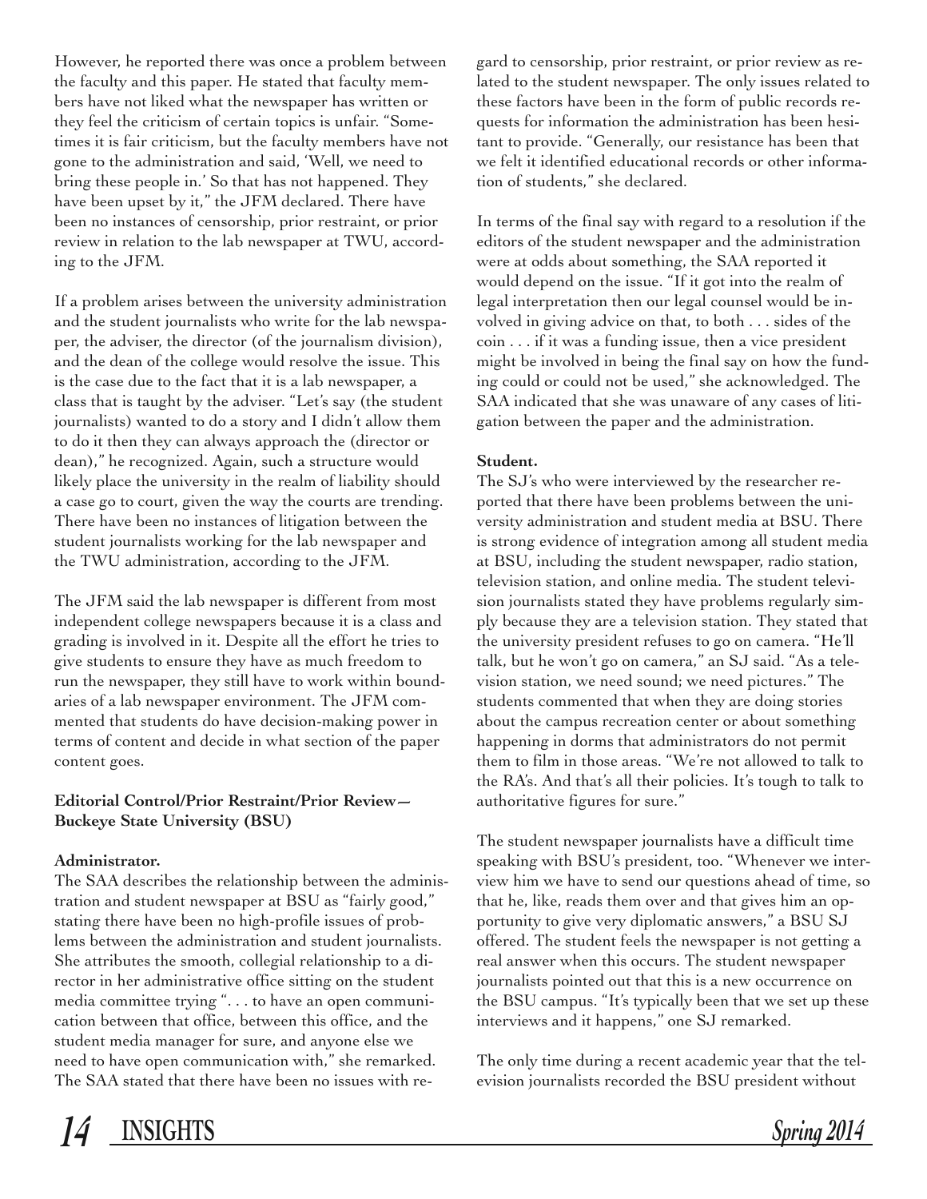However, he reported there was once a problem between the faculty and this paper. He stated that faculty members have not liked what the newspaper has written or they feel the criticism of certain topics is unfair. "Sometimes it is fair criticism, but the faculty members have not gone to the administration and said, 'Well, we need to bring these people in.' So that has not happened. They have been upset by it," the JFM declared. There have been no instances of censorship, prior restraint, or prior review in relation to the lab newspaper at TWU, according to the JFM.

If a problem arises between the university administration and the student journalists who write for the lab newspaper, the adviser, the director (of the journalism division), and the dean of the college would resolve the issue. This is the case due to the fact that it is a lab newspaper, a class that is taught by the adviser. "Let's say (the student journalists) wanted to do a story and I didn't allow them to do it then they can always approach the (director or dean)," he recognized. Again, such a structure would likely place the university in the realm of liability should a case go to court, given the way the courts are trending. There have been no instances of litigation between the student journalists working for the lab newspaper and the TWU administration, according to the JFM.

The JFM said the lab newspaper is different from most independent college newspapers because it is a class and grading is involved in it. Despite all the effort he tries to give students to ensure they have as much freedom to run the newspaper, they still have to work within boundaries of a lab newspaper environment. The JFM commented that students do have decision-making power in terms of content and decide in what section of the paper content goes.

**Editorial Control/Prior Restraint/Prior Review—Buckeye State University (BSU)**

**Administrator.**

The SAA describes the relationship between the administration and student newspaper at BSU as "fairly good," stating there have been no high-profile issues of problems between the administration and student journalists. She attributes the smooth, collegial relationship to a director in her administrative office sitting on the student media committee trying ". . . to have an open communication between that office, between this office, and the student media manager for sure, and anyone else we need to have open communication with," she remarked. The SAA stated that there have been no issues with regard to censorship, prior restraint, or prior review as related to the student newspaper. The only issues related to these factors have been in the form of public records requests for information the administration has been hesitant to provide. "Generally, our resistance has been that we felt it identified educational records or other information of students," she declared.

In terms of the final say with regard to a resolution if the editors of the student newspaper and the administration were at odds about something, the SAA reported it would depend on the issue. "If it got into the realm of legal interpretation then our legal counsel would be involved in giving advice on that, to both . . . sides of the coin . . . if it was a funding issue, then a vice president might be involved in being the final say on how the funding could or could not be used," she acknowledged. The SAA indicated that she was unaware of any cases of litigation between the paper and the administration.

**Student.**

The SJ's who were interviewed by the researcher reported that there have been problems between the university administration and student media at BSU. There is strong evidence of integration among all student media at BSU, including the student newspaper, radio station, television station, and online media. The student television journalists stated they have problems regularly simply because they are a television station. They stated that the university president refuses to go on camera. "He'll talk, but he won't go on camera," an SJ said. "As a television station, we need sound; we need pictures." The students commented that when they are doing stories about the campus recreation center or about something happening in dorms that administrators do not permit them to film in those areas. "We're not allowed to talk to the RA's. And that's all their policies. It's tough to talk to authoritative figures for sure."

The student newspaper journalists have a difficult time speaking with BSU's president, too. "Whenever we interview him we have to send our questions ahead of time, so that he, like, reads them over and that gives him an opportunity to give very diplomatic answers," a BSU SJ offered. The student feels the newspaper is not getting a real answer when this occurs. The student newspaper journalists pointed out that this is a new occurrence on the BSU campus. "It's typically been that we set up these interviews and it happens," one SJ remarked.

The only time during a recent academic year that the television journalists recorded the BSU president without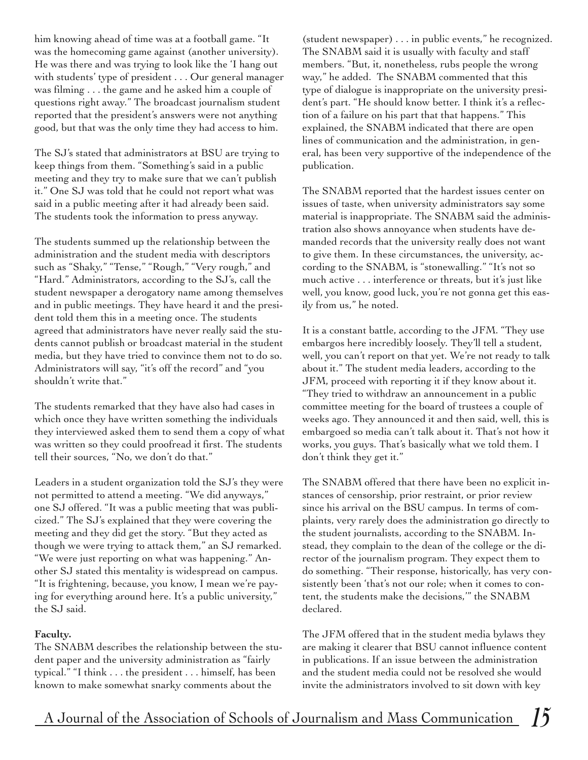him knowing ahead of time was at a football game. "It was the homecoming game against (another university). He was there and was trying to look like the 'I hang out with students' type of president . . . Our general manager was filming . . . the game and he asked him a couple of questions right away." The broadcast journalism student reported that the president's answers were not anything good, but that was the only time they had access to him.

The SJ's stated that administrators at BSU are trying to keep things from them. "Something's said in a public meeting and they try to make sure that we can't publish it." One SJ was told that he could not report what was said in a public meeting after it had already been said. The students took the information to press anyway.

The students summed up the relationship between the administration and the student media with descriptors such as "Shaky," "Tense," "Rough," "Very rough," and "Hard." Administrators, according to the SJ's, call the student newspaper a derogatory name among themselves and in public meetings. They have heard it and the president told them this in a meeting once. The students agreed that administrators have never really said the students cannot publish or broadcast material in the student media, but they have tried to convince them not to do so. Administrators will say, "it's off the record" and "you shouldn't write that."

The students remarked that they have also had cases in which once they have written something the individuals they interviewed asked them to send them a copy of what was written so they could proofread it first. The students tell their sources, "No, we don't do that."

Leaders in a student organization told the SJ's they were not permitted to attend a meeting. "We did anyways," one SJ offered. "It was a public meeting that was publicized." The SJ's explained that they were covering the meeting and they did get the story. "But they acted as though we were trying to attack them," an SJ remarked. "We were just reporting on what was happening." Another SJ stated this mentality is widespread on campus. "It is frightening, because, you know, I mean we're paying for everything around here. It's a public university," the SJ said.

**Faculty.**

The SNABM describes the relationship between the student paper and the university administration as "fairly typical." "I think . . . the president . . . himself, has been known to make somewhat snarky comments about the (student newspaper) . . . in public events," he recognized. The SNABM said it is usually with faculty and staff members. "But, it, nonetheless, rubs people the wrong way," he added. The SNABM commented that this type of dialogue is inappropriate on the university president's part. "He should know better. I think it's a reflection of a failure on his part that that happens." This explained, the SNABM indicated that there are open lines of communication and the administration, in general, has been very supportive of the independence of the publication.

The SNABM reported that the hardest issues center on issues of taste, when university administrators say some material is inappropriate. The SNABM said the administration also shows annoyance when students have demanded records that the university really does not want to give them. In these circumstances, the university, according to the SNABM, is "stonewalling." "It's not so much active . . . interference or threats, but it's just like well, you know, good luck, you're not gonna get this easily from us," he noted.

It is a constant battle, according to the JFM. "They use embargos here incredibly loosely. They'll tell a student, well, you can't report on that yet. We're not ready to talk about it." The student media leaders, according to the JFM, proceed with reporting it if they know about it. "They tried to withdraw an announcement in a public committee meeting for the board of trustees a couple of weeks ago. They announced it and then said, well, this is embargoed so media can't talk about it. That's not how it works, you guys. That's basically what we told them. I don't think they get it."

The SNABM offered that there have been no explicit instances of censorship, prior restraint, or prior review since his arrival on the BSU campus. In terms of complaints, very rarely does the administration go directly to the student journalists, according to the SNABM. Instead, they complain to the dean of the college or the director of the journalism program. They expect them to do something. "Their response, historically, has very consistently been 'that's not our role; when it comes to content, the students make the decisions,'" the SNABM declared.

The JFM offered that in the student media bylaws they are making it clearer that BSU cannot influence content in publications. If an issue between the administration and the student media could not be resolved she would invite the administrators involved to sit down with key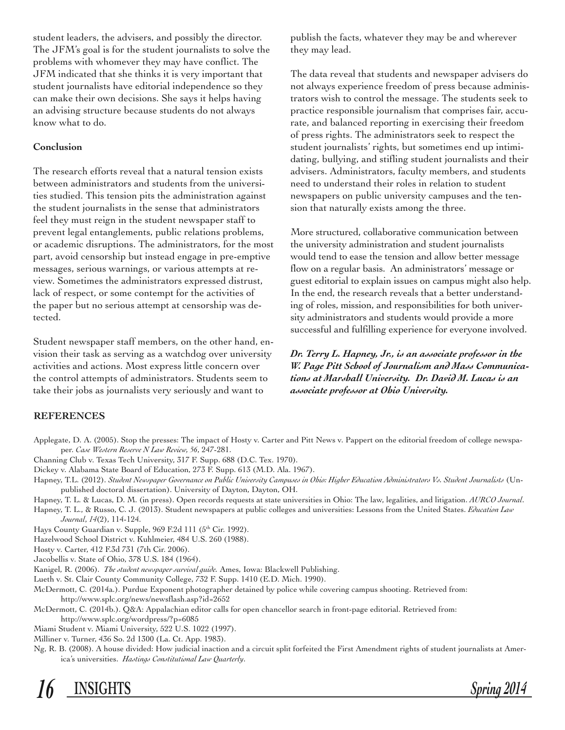student leaders, the advisers, and possibly the director. The JFM's goal is for the student journalists to solve the problems with whomever they may have conflict. The JFM indicated that she thinks it is very important that student journalists have editorial independence so they can make their own decisions. She says it helps having an advising structure because students do not always know what to do.

**Conclusion**

The research efforts reveal that a natural tension exists between administrators and students from the universities studied. This tension pits the administration against the student journalists in the sense that administrators feel they must reign in the student newspaper staff to prevent legal entanglements, public relations problems, or academic disruptions. The administrators, for the most part, avoid censorship but instead engage in pre-emptive messages, serious warnings, or various attempts at review. Sometimes the administrators expressed distrust, lack of respect, or some contempt for the activities of the paper but no serious attempt at censorship was detected.

Student newspaper staff members, on the other hand, envision their task as serving as a watchdog over university activities and actions. Most express little concern over the control attempts of administrators. Students seem to take their jobs as journalists very seriously and want to publish the facts, whatever they may be and wherever they may lead.

The data reveal that students and newspaper advisers do not always experience freedom of press because administrators wish to control the message. The students seek to practice responsible journalism that comprises fair, accurate, and balanced reporting in exercising their freedom of press rights. The administrators seek to respect the student journalists' rights, but sometimes end up intimidating, bullying, and stifling student journalists and their advisers. Administrators, faculty members, and students need to understand their roles in relation to student newspapers on public university campuses and the tension that naturally exists among the three.

More structured, collaborative communication between the university administration and student journalists would tend to ease the tension and allow better message flow on a regular basis. An administrators' message or guest editorial to explain issues on campus might also help. In the end, the research reveals that a better understanding of roles, mission, and responsibilities for both university administrators and students would provide a more successful and fulfilling experience for everyone involved.

***Dr. Terry L. Hapney, Jr., is an associate professor in the W. Page Pitt School of Journalism and Mass Communications at Marshall University. Dr. David M. Lucas is an associate professor at Ohio University.***

**REFERENCES**

Applegate, D. A. (2005). Stop the presses: The impact of Hosty v. Carter and Pitt News v. Pappert on the editorial freedom of college newspaper. *Case Western Reserve N Law Review, 56*, 247-281.

Channing Club v. Texas Tech University, 317 F. Supp. 688 (D.C. Tex. 1970).

Dickey v. Alabama State Board of Education, 273 F. Supp. 613 (M.D. Ala. 1967).

Hapney, T.L. (2012). *Student Newspaper Governance on Public University Campuses in Ohio: Higher Education Administrators Vs. Student Journalists* (Unpublished doctoral dissertation). University of Dayton, Dayton, OH.

Hapney, T. L. & Lucas, D. M. (in press). Open records requests at state universities in Ohio: The law, legalities, and litigation. *AURCO Journal*.

Hapney, T. L., & Russo, C. J. (2013). Student newspapers at public colleges and universities: Lessons from the United States. *Education Law Journal*, *14*(2), 114-124.

Hays County Guardian v. Supple, 969 F.2d 111 (5th Cir. 1992).

Hazelwood School District v. Kuhlmeier, 484 U.S. 260 (1988).

Hosty v. Carter, 412 F.3d 731 (7th Cir. 2006).

Jacobellis v. State of Ohio, 378 U.S. 184 (1964).

Kanigel, R. (2006). *The student newspaper survival guide.* Ames, Iowa: Blackwell Publishing.

Lueth v. St. Clair County Community College, 732 F. Supp. 1410 (E.D. Mich. 1990).

McDermott, C. (2014a.). Purdue Exponent photographer detained by police while covering campus shooting. Retrieved from: http://www.splc.org/news/newsflash.asp?id=2652

McDermott, C. (2014b.). Q&A: Appalachian editor calls for open chancellor search in front-page editorial. Retrieved from: http://www.splc.org/wordpress/?p=6085

Miami Student v. Miami University, 522 U.S. 1022 (1997).

Milliner v. Turner, 436 So. 2d 1300 (La. Ct. App. 1983).

Ng, R. B. (2008). A house divided: How judicial inaction and a circuit split forfeited the First Amendment rights of student journalists at America's universities. *Hastings Constitutional Law Quarterly*.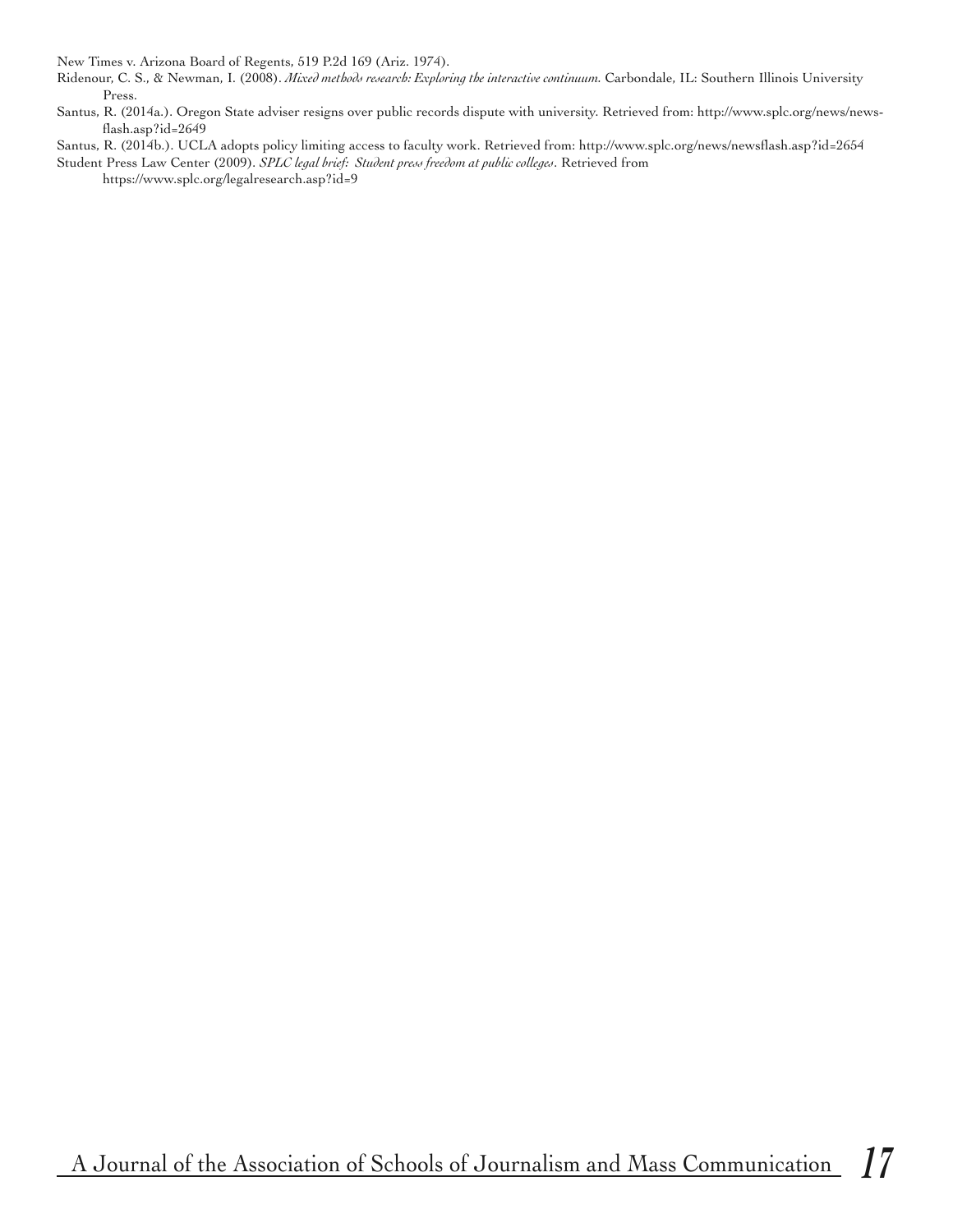New Times v. Arizona Board of Regents, 519 P.2d 169 (Ariz. 1974).

Ridenour, C. S., & Newman, I. (2008). *Mixed methods research: Exploring the interactive continuum.* Carbondale, IL: Southern Illinois University Press.

Santus, R. (2014a.). Oregon State adviser resigns over public records dispute with university. Retrieved from: http://www.splc.org/news/newsflash.asp?id=2649

Santus, R. (2014b.). UCLA adopts policy limiting access to faculty work. Retrieved from: http://www.splc.org/news/newsflash.asp?id=2654

Student Press Law Center (2009). *SPLC legal brief: Student press freedom at public colleges*. Retrieved from https://www.splc.org/legalresearch.asp?id=9